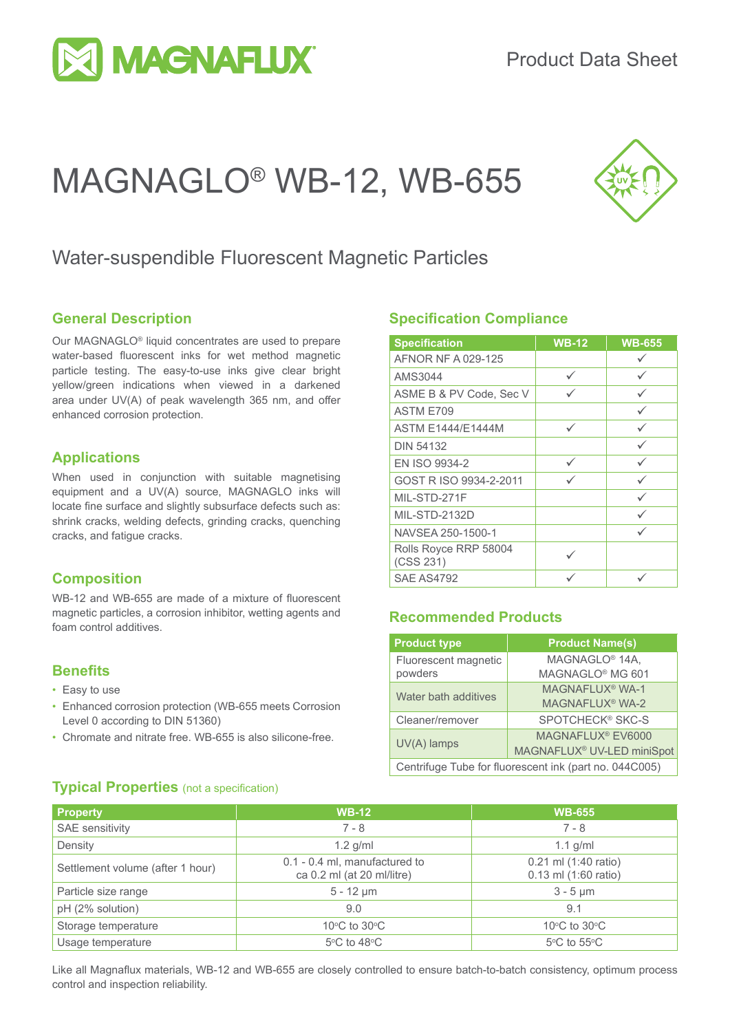Product Data Sheet

# MAGNAGLO® WB-12, WB-655

## Water-suspendible Fluorescent Magnetic Particles

### General Description

Our MAGNAGLO® liquid concentrates are used to prepare water-based fluorescent inks for wet method magnetic particle testing. The easy-to-use inks give clear bright yellow/green indications when viewed in a darkened area under UV(A) of peak wavelength 365 nm, and offer enhanced corrosion protection.

### Applications

When used in conjunction with suitable magnetising equipment and a UV(A) source, MAGNAGLO inks will locate fine surface and slightly subsurface defects such as: shrink cracks, welding defects, grinding cracks, quenching cracks, and fatigue cracks.

### Composition

WB-12 and WB-655 are made of a mixture of fluorescent magnetic particles, a corrosion inhibitor, wetting agents and foam control additives.

### Benefits

- Easy to use
- Enhanced corrosion protection (WB-655 meets Corrosion Level 0 according to DIN 51360)
- Chromate and nitrate free. WB-655 is also silicone-free.

### Specification Compliance

| Specification | WB-12 | WB-655 |
|---|---|---|
| AFNOR NF A 029-125 | | ✓ |
| AMS3044 | ✓ | ✓ |
| ASME B & PV Code, Sec V | ✓ | ✓ |
| ASTM E709 | | ✓ |
| ASTM E1444/E1444M | ✓ | ✓ |
| DIN 54132 | | ✓ |
| EN ISO 9934-2 | ✓ | ✓ |
| GOST R ISO 9934-2-2011 | ✓ | ✓ |
| MIL-STD-271F | | ✓ |
| MIL-STD-2132D | | ✓ |
| NAVSEA 250-1500-1 | | ✓ |
| Rolls Royce RRP 58004 (CSS 231) | ✓ | |
| SAE AS4792 | ✓ | ✓ |

### Recommended Products

| Product type | Product Name(s) |
|---|---|
| Fluorescent magnetic powders | MAGNAGLO® 14A, MAGNAGLO® MG 601 |
| Water bath additives | MAGNAFLUX® WA-1, MAGNAFLUX® WA-2 |
| Cleaner/remover | SPOTCHECK® SKC-S |
| UV(A) lamps | MAGNAFLUX® EV6000, MAGNAFLUX® UV-LED miniSpot |
| Centrifuge Tube for fluorescent ink (part no. 044C005) | |

### Typical Properties (not a specification)

| Property | WB-12 | WB-655 |
|---|---|---|
| SAE sensitivity | 7 - 8 | 7 - 8 |
| Density | 1.2 g/ml | 1.1 g/ml |
| Settlement volume (after 1 hour) | 0.1 - 0.4 ml, manufactured to ca 0.2 ml (at 20 ml/litre) | 0.21 ml (1:40 ratio) 0.13 ml (1:60 ratio) |
| Particle size range | 5 - 12 µm | 3 - 5 µm |
| pH (2% solution) | 9.0 | 9.1 |
| Storage temperature | 10°C to 30°C | 10°C to 30°C |
| Usage temperature | 5°C to 48°C | 5°C to 55°C |

Like all Magnaflux materials, WB-12 and WB-655 are closely controlled to ensure batch-to-batch consistency, optimum process control and inspection reliability.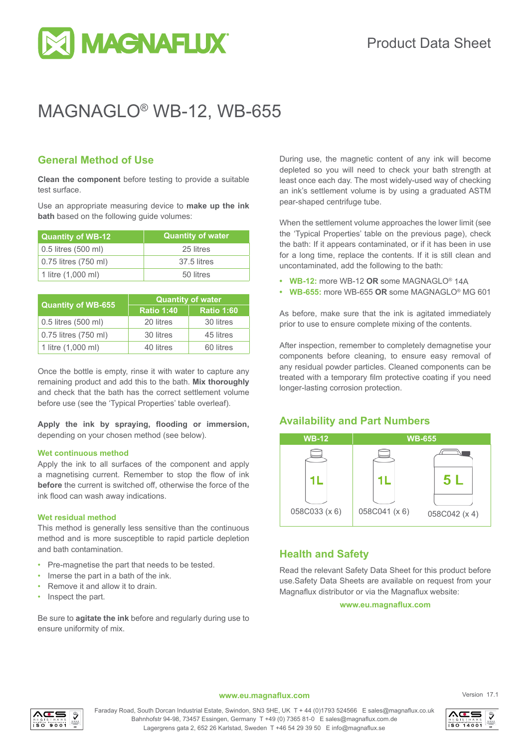Product Data Sheet

# MAGNAGLO® WB-12, WB-655

## General Method of Use

**Clean the component** before testing to provide a suitable test surface.

Use an appropriate measuring device to **make up the ink bath** based on the following guide volumes:

| Quantity of WB-12 | Quantity of water |
|---|---|
| 0.5 litres (500 ml) | 25 litres |
| 0.75 litres (750 ml) | 37.5 litres |
| 1 litre (1,000 ml) | 50 litres |

| Quantity of WB-655 | Quantity of water | |
|---|---|---|
| | Ratio 1:40 | Ratio 1:60 |
| 0.5 litres (500 ml) | 20 litres | 30 litres |
| 0.75 litres (750 ml) | 30 litres | 45 litres |
| 1 litre (1,000 ml) | 40 litres | 60 litres |

Once the bottle is empty, rinse it with water to capture any remaining product and add this to the bath. **Mix thoroughly** and check that the bath has the correct settlement volume before use (see the 'Typical Properties' table overleaf).

**Apply the ink by spraying, flooding or immersion,** depending on your chosen method (see below).

### Wet continuous method

Apply the ink to all surfaces of the component and apply a magnetising current. Remember to stop the flow of ink **before** the current is switched off, otherwise the force of the ink flood can wash away indications.

### Wet residual method

This method is generally less sensitive than the continuous method and is more susceptible to rapid particle depletion and bath contamination.

- Pre-magnetise the part that needs to be tested.
- Imerse the part in a bath of the ink.
- Remove it and allow it to drain.
- Inspect the part.

Be sure to **agitate the ink** before and regularly during use to ensure uniformity of mix.

During use, the magnetic content of any ink will become depleted so you will need to check your bath strength at least once each day. The most widely-used way of checking an ink's settlement volume is by using a graduated ASTM pear-shaped centrifuge tube.

When the settlement volume approaches the lower limit (see the 'Typical Properties' table on the previous page), check the bath: If it appears contaminated, or if it has been in use for a long time, replace the contents. If it is still clean and uncontaminated, add the following to the bath:

- **WB-12:** more WB-12 **OR** some MAGNAGLO® 14A
- **WB-655:** more WB-655 **OR** some MAGNAGLO® MG 601

As before, make sure that the ink is agitated immediately prior to use to ensure complete mixing of the contents.

After inspection, remember to completely demagnetise your components before cleaning, to ensure easy removal of any residual powder particles. Cleaned components can be treated with a temporary film protective coating if you need longer-lasting corrosion protection.

## Availability and Part Numbers

| WB-12 | WB-655 | |
|---|---|---|
| 1L | 1L | 5 L |
| 058C033 (x 6) | 058C041 (x 6) | 058C042 (x 4) |

## Health and Safety

Read the relevant Safety Data Sheet for this product before use.Safety Data Sheets are available on request from your Magnaflux distributor or via the Magnaflux website:

**www.eu.magnaflux.com**

www.eu.magnaflux.com

Version 17.1

Faraday Road, South Dorcan Industrial Estate, Swindon, SN3 5HE, UK T + 44 (0)1793 524566 E sales@magnaflux.co.uk
Bahnhofstr 94-98, 73457 Essingen, Germany T +49 (0) 7365 81-0 E sales@magnaflux.com.de
Lagergrens gata 2, 652 26 Karlstad, Sweden T +46 54 29 39 50 E info@magnaflux.se